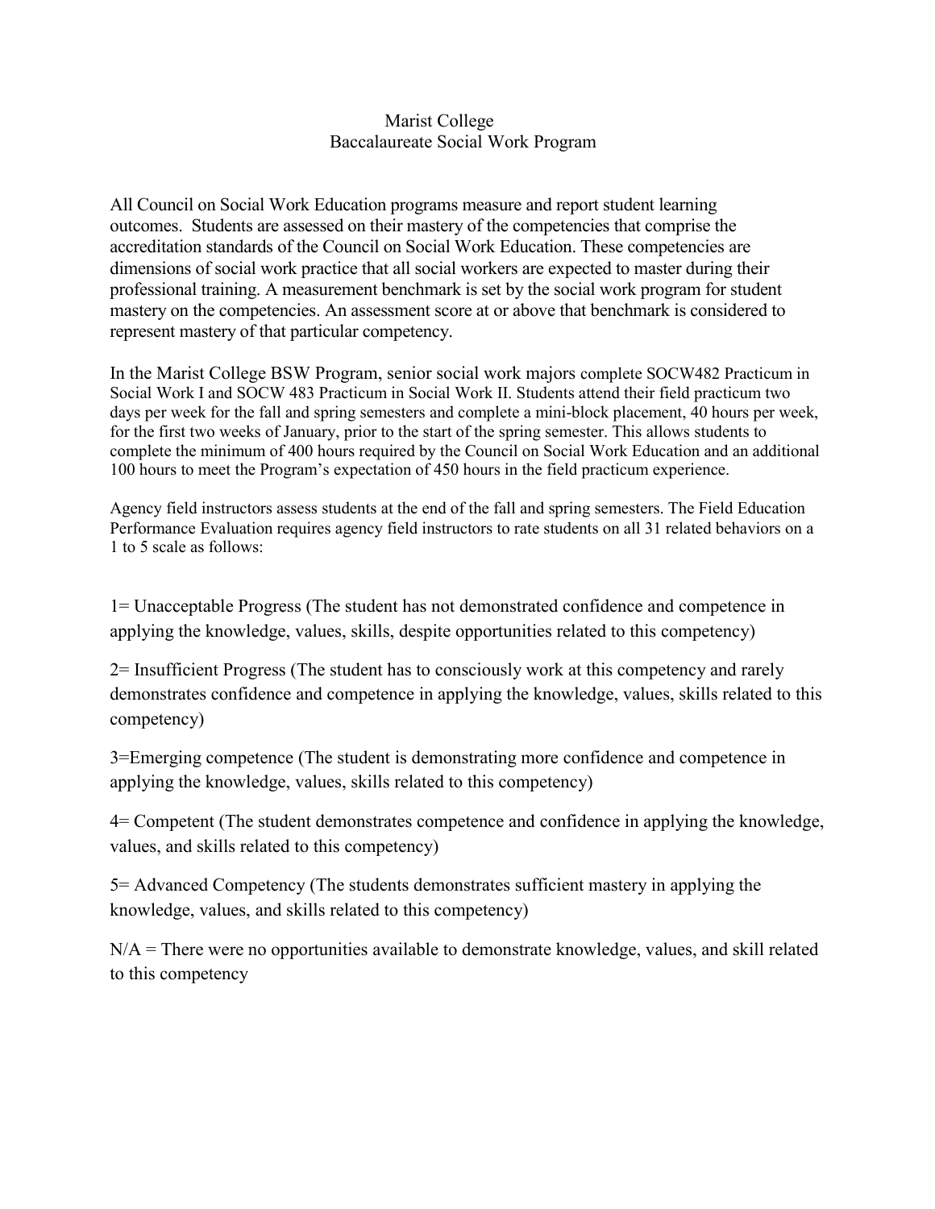# Marist College
## Baccalaureate Social Work Program

All Council on Social Work Education programs measure and report student learning outcomes. Students are assessed on their mastery of the competencies that comprise the accreditation standards of the Council on Social Work Education. These competencies are dimensions of social work practice that all social workers are expected to master during their professional training. A measurement benchmark is set by the social work program for student mastery on the competencies. An assessment score at or above that benchmark is considered to represent mastery of that particular competency.

In the Marist College BSW Program, senior social work majors complete SOCW482 Practicum in Social Work I and SOCW 483 Practicum in Social Work II. Students attend their field practicum two days per week for the fall and spring semesters and complete a mini-block placement, 40 hours per week, for the first two weeks of January, prior to the start of the spring semester. This allows students to complete the minimum of 400 hours required by the Council on Social Work Education and an additional 100 hours to meet the Program's expectation of 450 hours in the field practicum experience.

Agency field instructors assess students at the end of the fall and spring semesters. The Field Education Performance Evaluation requires agency field instructors to rate students on all 31 related behaviors on a 1 to 5 scale as follows:

1= Unacceptable Progress (The student has not demonstrated confidence and competence in applying the knowledge, values, skills, despite opportunities related to this competency)

2= Insufficient Progress (The student has to consciously work at this competency and rarely demonstrates confidence and competence in applying the knowledge, values, skills related to this competency)

3=Emerging competence (The student is demonstrating more confidence and competence in applying the knowledge, values, skills related to this competency)

4= Competent (The student demonstrates competence and confidence in applying the knowledge, values, and skills related to this competency)

5= Advanced Competency (The students demonstrates sufficient mastery in applying the knowledge, values, and skills related to this competency)

N/A = There were no opportunities available to demonstrate knowledge, values, and skill related to this competency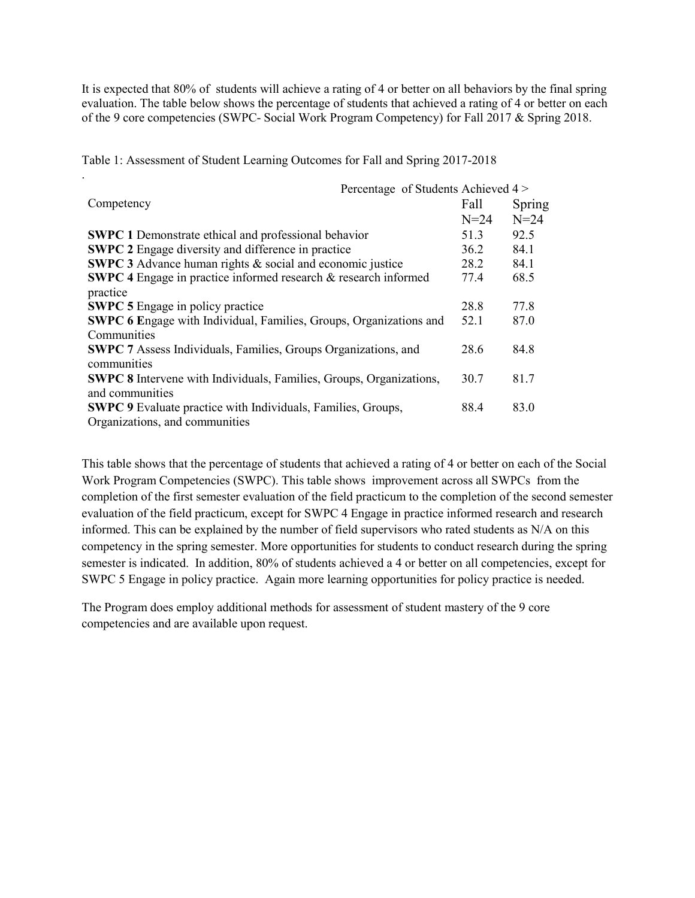It is expected that 80% of students will achieve a rating of 4 or better on all behaviors by the final spring evaluation. The table below shows the percentage of students that achieved a rating of 4 or better on each of the 9 core competencies (SWPC- Social Work Program Competency) for Fall 2017 & Spring 2018.

Table 1: Assessment of Student Learning Outcomes for Fall and Spring 2017-2018

.

| Competency | Percentage of Students Achieved 4 > | |
|---|---|---|
| | Fall N=24 | Spring N=24 |
| **SWPC 1** Demonstrate ethical and professional behavior | 51.3 | 92.5 |
| **SWPC 2** Engage diversity and difference in practice | 36.2 | 84.1 |
| **SWPC 3** Advance human rights & social and economic justice | 28.2 | 84.1 |
| **SWPC 4** Engage in practice informed research & research informed practice | 77.4 | 68.5 |
| **SWPC 5** Engage in policy practice | 28.8 | 77.8 |
| **SWPC 6 E**ngage with Individual, Families, Groups, Organizations and Communities | 52.1 | 87.0 |
| **SWPC 7** Assess Individuals, Families, Groups Organizations, and communities | 28.6 | 84.8 |
| **SWPC 8** Intervene with Individuals, Families, Groups, Organizations, and communities | 30.7 | 81.7 |
| **SWPC 9** Evaluate practice with Individuals, Families, Groups, Organizations, and communities | 88.4 | 83.0 |

This table shows that the percentage of students that achieved a rating of 4 or better on each of the Social Work Program Competencies (SWPC). This table shows improvement across all SWPCs from the completion of the first semester evaluation of the field practicum to the completion of the second semester evaluation of the field practicum, except for SWPC 4 Engage in practice informed research and research informed. This can be explained by the number of field supervisors who rated students as N/A on this competency in the spring semester. More opportunities for students to conduct research during the spring semester is indicated. In addition, 80% of students achieved a 4 or better on all competencies, except for SWPC 5 Engage in policy practice. Again more learning opportunities for policy practice is needed.

The Program does employ additional methods for assessment of student mastery of the 9 core competencies and are available upon request.